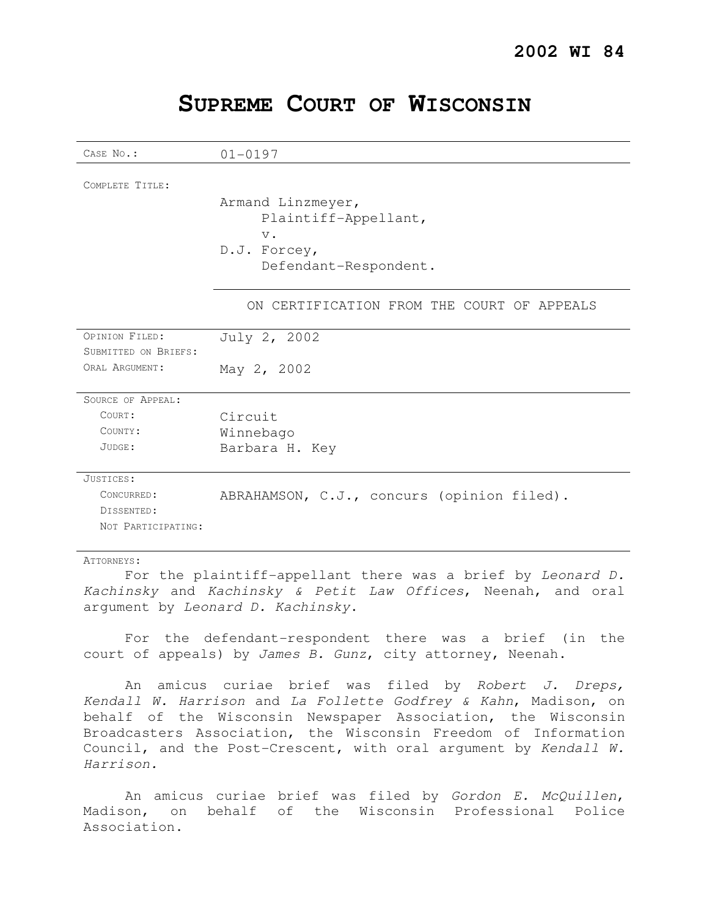**2002 WI 84**

# SUPREME COURT OF WISCONSIN

| | |
|---|---|
| CASE NO.: | 01-0197 |
| COMPLETE TITLE: | Armand Linzmeyer,<br>Plaintiff-Appellant,<br>v.<br>D.J. Forcey,<br>Defendant-Respondent. |
| | ON CERTIFICATION FROM THE COURT OF APPEALS |
| OPINION FILED: | July 2, 2002 |
| SUBMITTED ON BRIEFS: | |
| ORAL ARGUMENT: | May 2, 2002 |
| SOURCE OF APPEAL: | |
| COURT: | Circuit |
| COUNTY: | Winnebago |
| JUDGE: | Barbara H. Key |
| JUSTICES: | |
| CONCURRED: | ABRAHAMSON, C.J., concurs (opinion filed). |
| DISSENTED: | |
| NOT PARTICIPATING: | |

ATTORNEYS:

For the plaintiff-appellant there was a brief by *Leonard D. Kachinsky* and *Kachinsky & Petit Law Offices*, Neenah, and oral argument by *Leonard D. Kachinsky*.

For the defendant-respondent there was a brief (in the court of appeals) by *James B. Gunz*, city attorney, Neenah.

An amicus curiae brief was filed by *Robert J. Dreps, Kendall W. Harrison* and *La Follette Godfrey & Kahn*, Madison, on behalf of the Wisconsin Newspaper Association, the Wisconsin Broadcasters Association, the Wisconsin Freedom of Information Council, and the Post-Crescent, with oral argument by *Kendall W. Harrison.*

An amicus curiae brief was filed by *Gordon E. McQuillen*, Madison, on behalf of the Wisconsin Professional Police Association.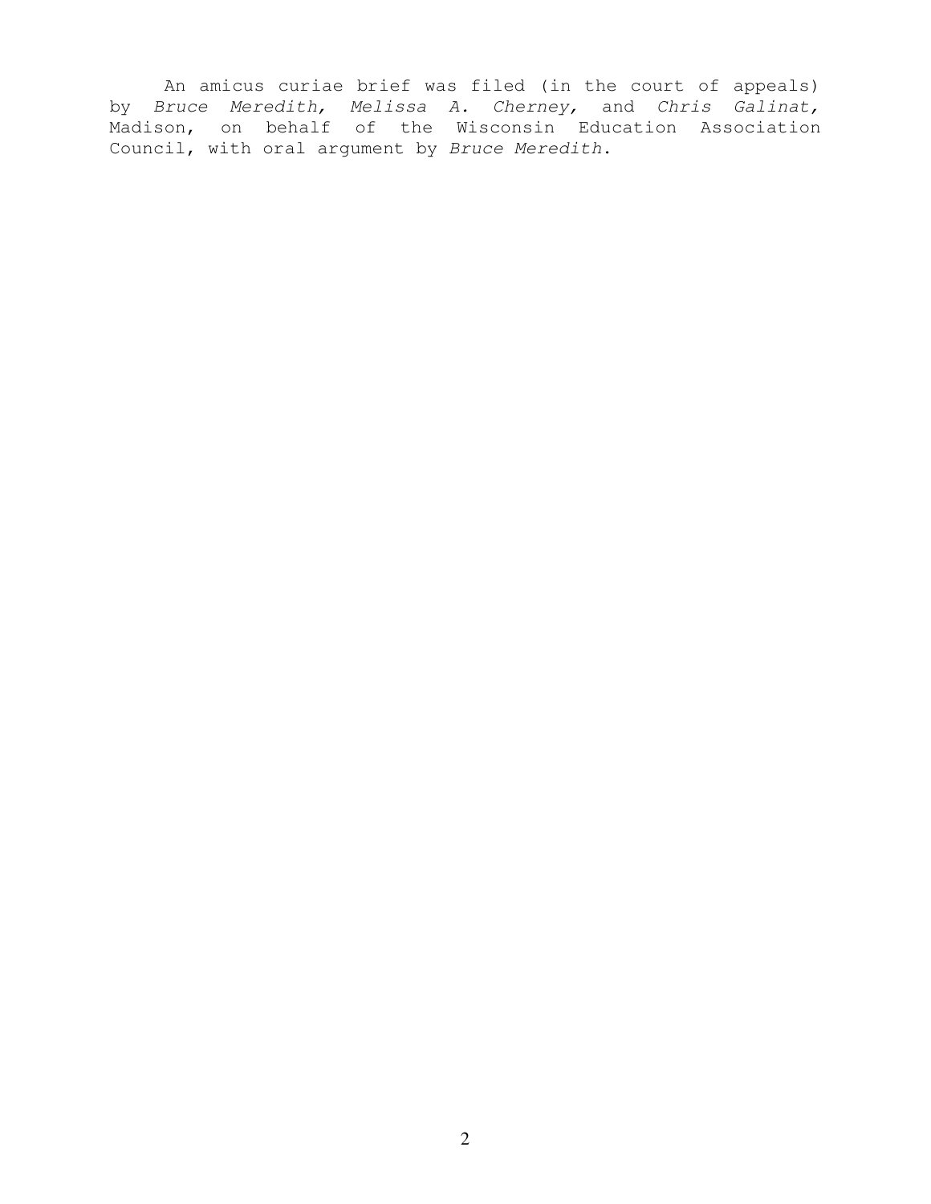An amicus curiae brief was filed (in the court of appeals) by *Bruce Meredith, Melissa A. Cherney,* and *Chris Galinat,* Madison, on behalf of the Wisconsin Education Association Council, with oral argument by *Bruce Meredith*.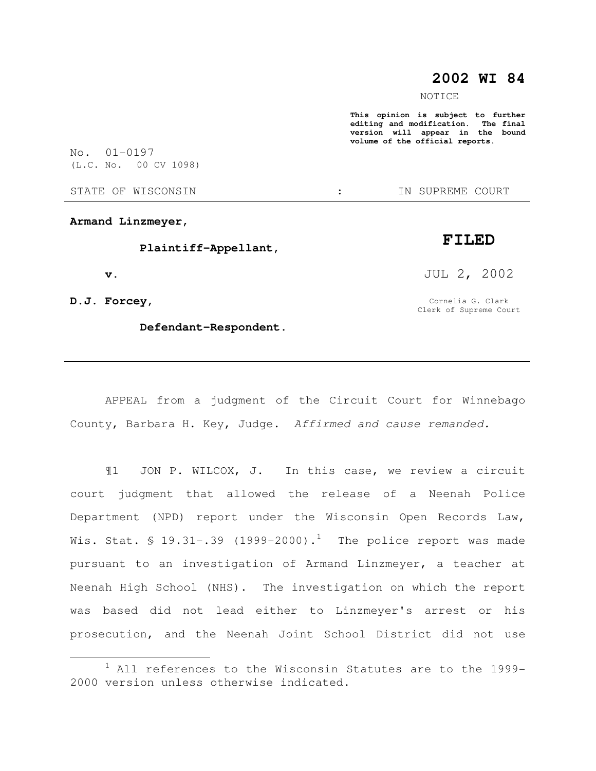# 2002 WI 84

NOTICE

**This opinion is subject to further editing and modification. The final version will appear in the bound volume of the official reports.**

No. 01-0197
(L.C. No. 00 CV 1098)

STATE OF WISCONSIN : IN SUPREME COURT

**Armand Linzmeyer,**

**Plaintiff-Appellant,**

**v.**

**D.J. Forcey,**

**Defendant-Respondent.**

**FILED**

JUL 2, 2002

Cornelia G. Clark
Clerk of Supreme Court

---

APPEAL from a judgment of the Circuit Court for Winnebago County, Barbara H. Key, Judge. *Affirmed and cause remanded.*

¶1 JON P. WILCOX, J. In this case, we review a circuit court judgment that allowed the release of a Neenah Police Department (NPD) report under the Wisconsin Open Records Law, Wis. Stat. § 19.31-.39 (1999-2000).[1] The police report was made pursuant to an investigation of Armand Linzmeyer, a teacher at Neenah High School (NHS). The investigation on which the report was based did not lead either to Linzmeyer's arrest or his prosecution, and the Neenah Joint School District did not use

---

[1] All references to the Wisconsin Statutes are to the 1999-2000 version unless otherwise indicated.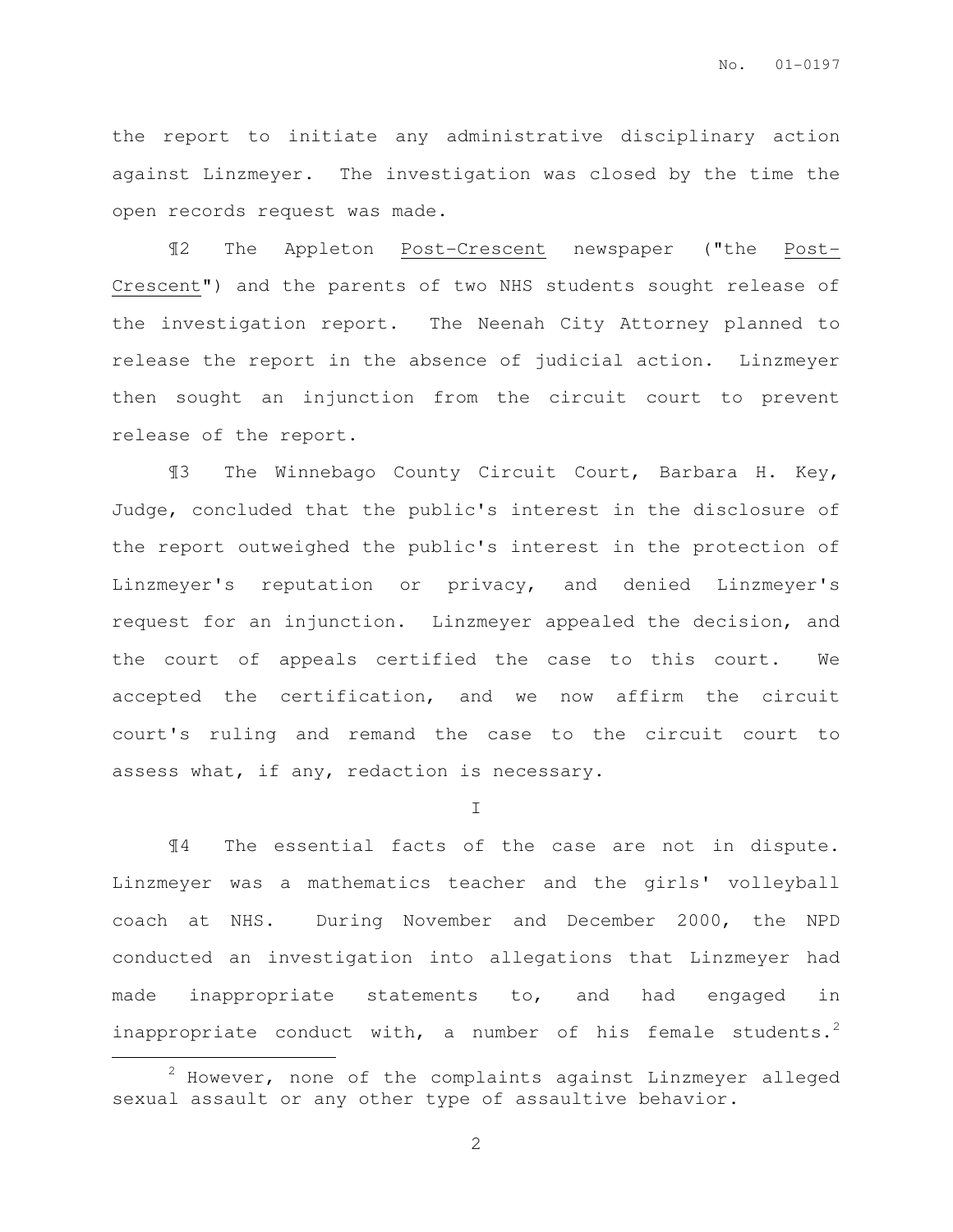the report to initiate any administrative disciplinary action against Linzmeyer. The investigation was closed by the time the open records request was made.

¶2 The Appleton Post-Crescent newspaper ("the Post-Crescent") and the parents of two NHS students sought release of the investigation report. The Neenah City Attorney planned to release the report in the absence of judicial action. Linzmeyer then sought an injunction from the circuit court to prevent release of the report.

¶3 The Winnebago County Circuit Court, Barbara H. Key, Judge, concluded that the public's interest in the disclosure of the report outweighed the public's interest in the protection of Linzmeyer's reputation or privacy, and denied Linzmeyer's request for an injunction. Linzmeyer appealed the decision, and the court of appeals certified the case to this court. We accepted the certification, and we now affirm the circuit court's ruling and remand the case to the circuit court to assess what, if any, redaction is necessary.

I

¶4 The essential facts of the case are not in dispute. Linzmeyer was a mathematics teacher and the girls' volleyball coach at NHS. During November and December 2000, the NPD conducted an investigation into allegations that Linzmeyer had made inappropriate statements to, and had engaged in inappropriate conduct with, a number of his female students.[2]

[2] However, none of the complaints against Linzmeyer alleged sexual assault or any other type of assaultive behavior.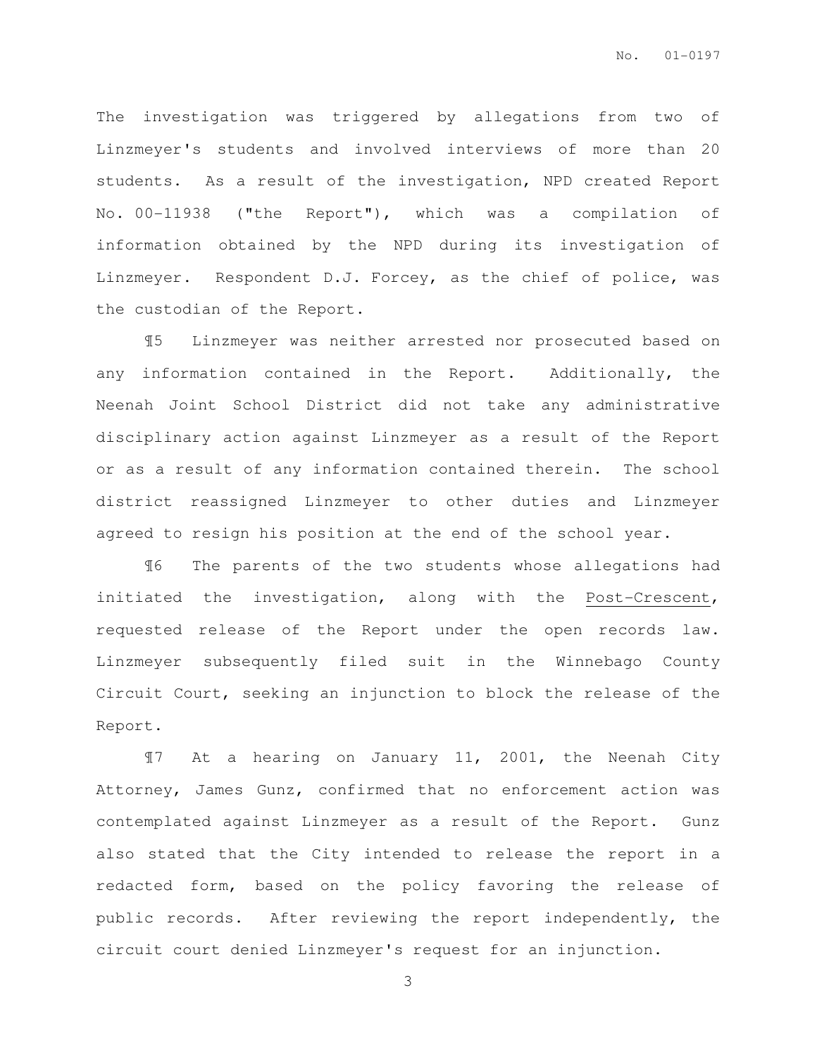The investigation was triggered by allegations from two of Linzmeyer's students and involved interviews of more than 20 students. As a result of the investigation, NPD created Report No. 00-11938 ("the Report"), which was a compilation of information obtained by the NPD during its investigation of Linzmeyer. Respondent D.J. Forcey, as the chief of police, was the custodian of the Report.

¶5 Linzmeyer was neither arrested nor prosecuted based on any information contained in the Report. Additionally, the Neenah Joint School District did not take any administrative disciplinary action against Linzmeyer as a result of the Report or as a result of any information contained therein. The school district reassigned Linzmeyer to other duties and Linzmeyer agreed to resign his position at the end of the school year.

¶6 The parents of the two students whose allegations had initiated the investigation, along with the Post-Crescent, requested release of the Report under the open records law. Linzmeyer subsequently filed suit in the Winnebago County Circuit Court, seeking an injunction to block the release of the Report.

¶7 At a hearing on January 11, 2001, the Neenah City Attorney, James Gunz, confirmed that no enforcement action was contemplated against Linzmeyer as a result of the Report. Gunz also stated that the City intended to release the report in a redacted form, based on the policy favoring the release of public records. After reviewing the report independently, the circuit court denied Linzmeyer's request for an injunction.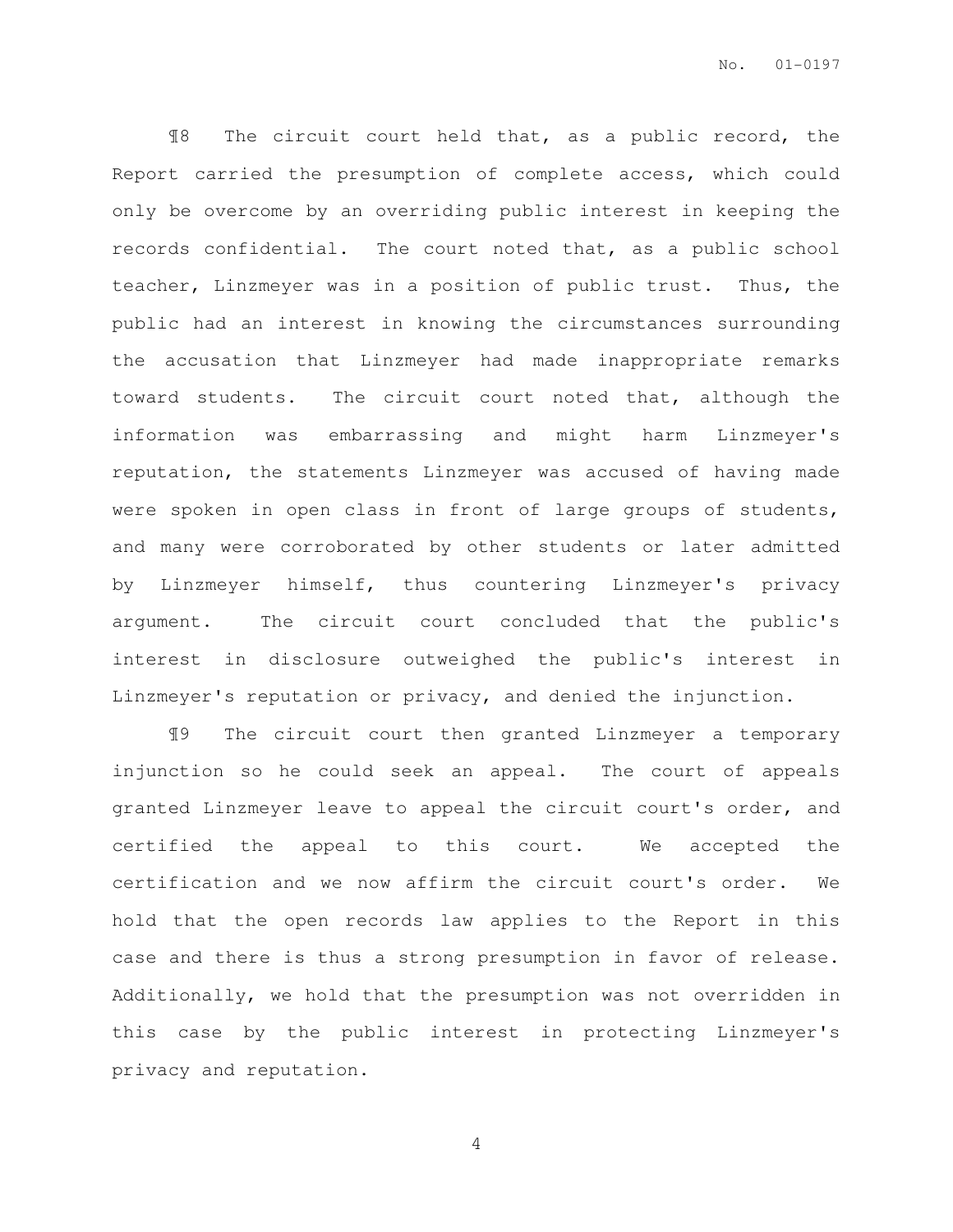¶8 The circuit court held that, as a public record, the Report carried the presumption of complete access, which could only be overcome by an overriding public interest in keeping the records confidential. The court noted that, as a public school teacher, Linzmeyer was in a position of public trust. Thus, the public had an interest in knowing the circumstances surrounding the accusation that Linzmeyer had made inappropriate remarks toward students. The circuit court noted that, although the information was embarrassing and might harm Linzmeyer's reputation, the statements Linzmeyer was accused of having made were spoken in open class in front of large groups of students, and many were corroborated by other students or later admitted by Linzmeyer himself, thus countering Linzmeyer's privacy argument. The circuit court concluded that the public's interest in disclosure outweighed the public's interest in Linzmeyer's reputation or privacy, and denied the injunction.

¶9 The circuit court then granted Linzmeyer a temporary injunction so he could seek an appeal. The court of appeals granted Linzmeyer leave to appeal the circuit court's order, and certified the appeal to this court. We accepted the certification and we now affirm the circuit court's order. We hold that the open records law applies to the Report in this case and there is thus a strong presumption in favor of release. Additionally, we hold that the presumption was not overridden in this case by the public interest in protecting Linzmeyer's privacy and reputation.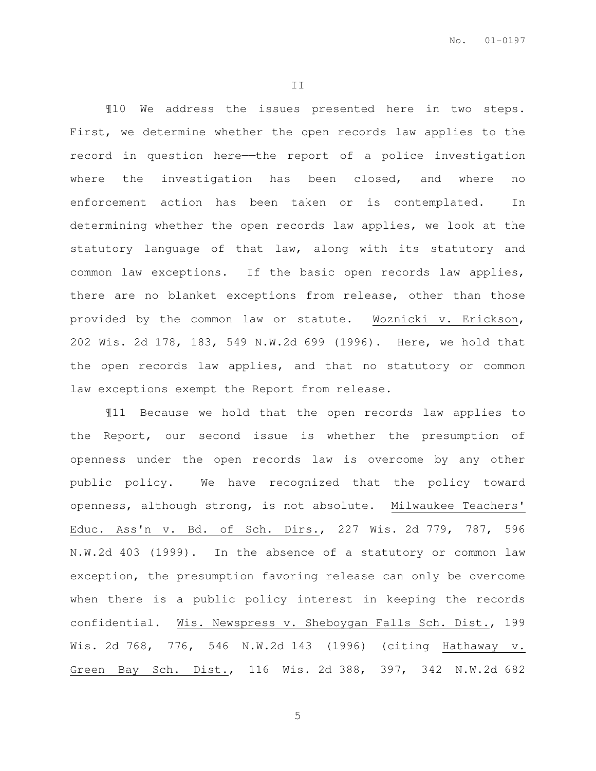II

¶10 We address the issues presented here in two steps. First, we determine whether the open records law applies to the record in question here——the report of a police investigation where the investigation has been closed, and where no enforcement action has been taken or is contemplated. In determining whether the open records law applies, we look at the statutory language of that law, along with its statutory and common law exceptions. If the basic open records law applies, there are no blanket exceptions from release, other than those provided by the common law or statute. Woznicki v. Erickson, 202 Wis. 2d 178, 183, 549 N.W.2d 699 (1996). Here, we hold that the open records law applies, and that no statutory or common law exceptions exempt the Report from release.

¶11 Because we hold that the open records law applies to the Report, our second issue is whether the presumption of openness under the open records law is overcome by any other public policy. We have recognized that the policy toward openness, although strong, is not absolute. Milwaukee Teachers' Educ. Ass'n v. Bd. of Sch. Dirs., 227 Wis. 2d 779, 787, 596 N.W.2d 403 (1999). In the absence of a statutory or common law exception, the presumption favoring release can only be overcome when there is a public policy interest in keeping the records confidential. Wis. Newspress v. Sheboygan Falls Sch. Dist., 199 Wis. 2d 768, 776, 546 N.W.2d 143 (1996) (citing Hathaway v. Green Bay Sch. Dist., 116 Wis. 2d 388, 397, 342 N.W.2d 682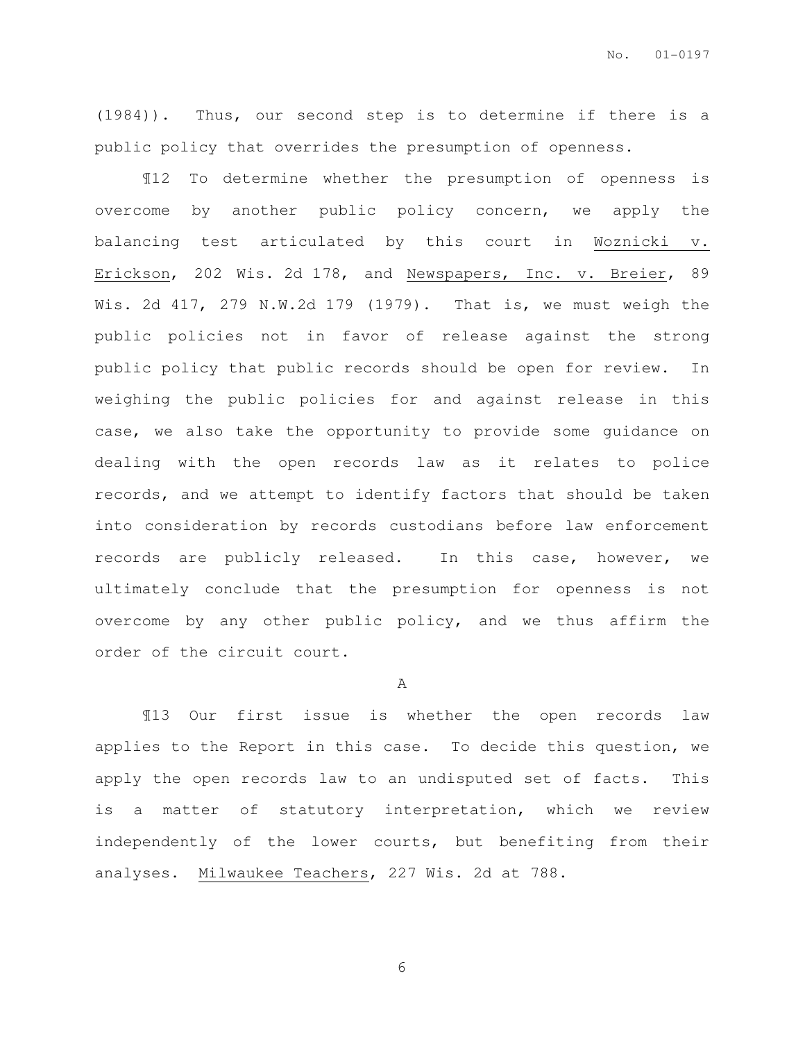(1984)). Thus, our second step is to determine if there is a public policy that overrides the presumption of openness.

¶12 To determine whether the presumption of openness is overcome by another public policy concern, we apply the balancing test articulated by this court in Woznicki v. Erickson, 202 Wis. 2d 178, and Newspapers, Inc. v. Breier, 89 Wis. 2d 417, 279 N.W.2d 179 (1979). That is, we must weigh the public policies not in favor of release against the strong public policy that public records should be open for review. In weighing the public policies for and against release in this case, we also take the opportunity to provide some guidance on dealing with the open records law as it relates to police records, and we attempt to identify factors that should be taken into consideration by records custodians before law enforcement records are publicly released. In this case, however, we ultimately conclude that the presumption for openness is not overcome by any other public policy, and we thus affirm the order of the circuit court.

A

¶13 Our first issue is whether the open records law applies to the Report in this case. To decide this question, we apply the open records law to an undisputed set of facts. This is a matter of statutory interpretation, which we review independently of the lower courts, but benefiting from their analyses. Milwaukee Teachers, 227 Wis. 2d at 788.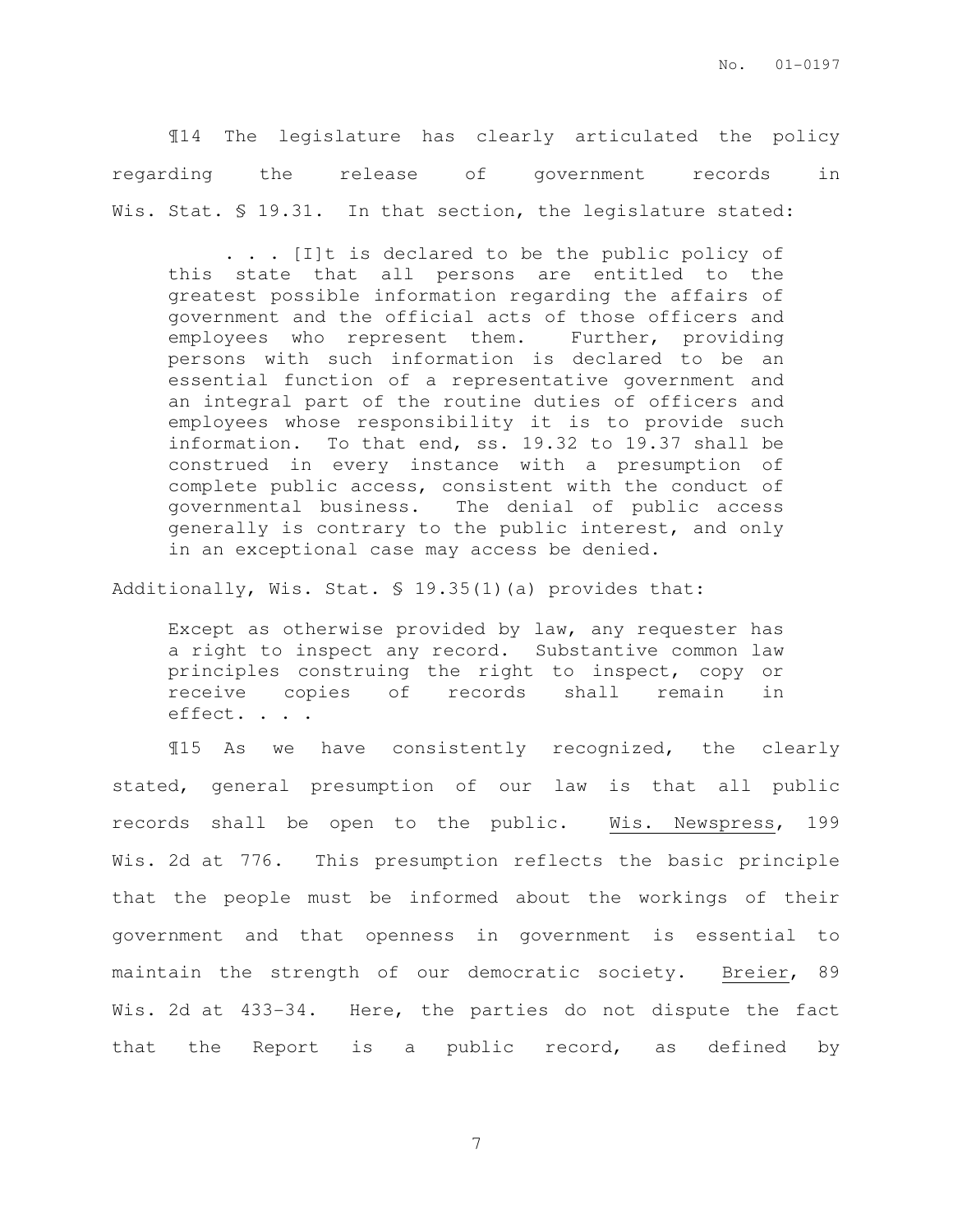¶14 The legislature has clearly articulated the policy regarding the release of government records in Wis. Stat. § 19.31. In that section, the legislature stated:

> . . . [I]t is declared to be the public policy of this state that all persons are entitled to the greatest possible information regarding the affairs of government and the official acts of those officers and employees who represent them. Further, providing persons with such information is declared to be an essential function of a representative government and an integral part of the routine duties of officers and employees whose responsibility it is to provide such information. To that end, ss. 19.32 to 19.37 shall be construed in every instance with a presumption of complete public access, consistent with the conduct of governmental business. The denial of public access generally is contrary to the public interest, and only in an exceptional case may access be denied.

Additionally, Wis. Stat. § 19.35(1)(a) provides that:

> Except as otherwise provided by law, any requester has a right to inspect any record. Substantive common law principles construing the right to inspect, copy or receive copies of records shall remain in effect. . . .

¶15 As we have consistently recognized, the clearly stated, general presumption of our law is that all public records shall be open to the public. Wis. Newspress, 199 Wis. 2d at 776. This presumption reflects the basic principle that the people must be informed about the workings of their government and that openness in government is essential to maintain the strength of our democratic society. Breier, 89 Wis. 2d at 433-34. Here, the parties do not dispute the fact that the Report is a public record, as defined by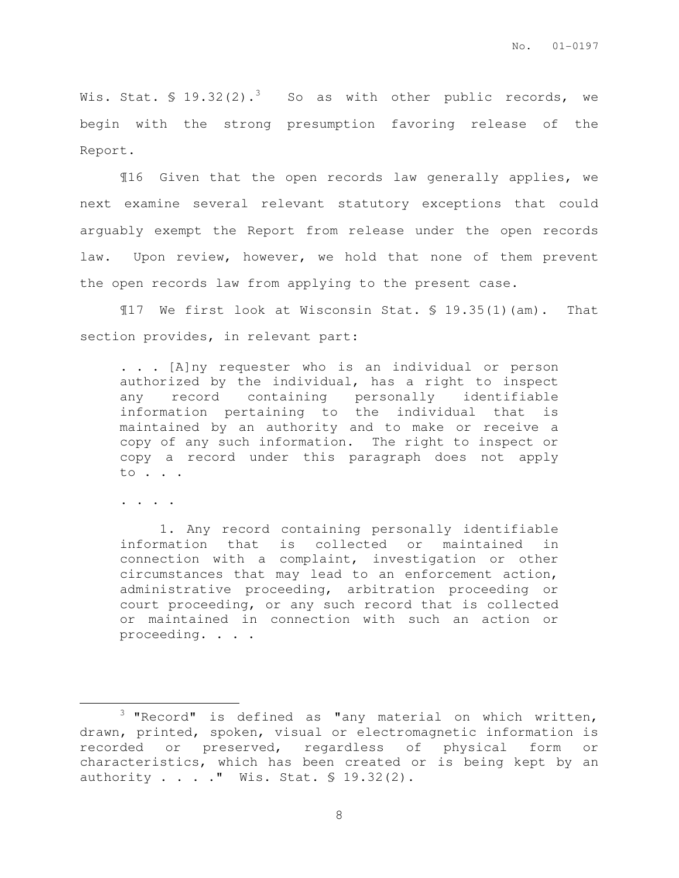Wis. Stat. § 19.32(2).[3] So as with other public records, we begin with the strong presumption favoring release of the Report.

¶16 Given that the open records law generally applies, we next examine several relevant statutory exceptions that could arguably exempt the Report from release under the open records law. Upon review, however, we hold that none of them prevent the open records law from applying to the present case.

¶17 We first look at Wisconsin Stat. § 19.35(1)(am). That section provides, in relevant part:

> . . . [A]ny requester who is an individual or person authorized by the individual, has a right to inspect any record containing personally identifiable information pertaining to the individual that is maintained by an authority and to make or receive a copy of any such information. The right to inspect or copy a record under this paragraph does not apply to . . .
>
> . . . .
>
> 1. Any record containing personally identifiable information that is collected or maintained in connection with a complaint, investigation or other circumstances that may lead to an enforcement action, administrative proceeding, arbitration proceeding or court proceeding, or any such record that is collected or maintained in connection with such an action or proceeding. . . .

---

[3] "Record" is defined as "any material on which written, drawn, printed, spoken, visual or electromagnetic information is recorded or preserved, regardless of physical form or characteristics, which has been created or is being kept by an authority . . . ." Wis. Stat. § 19.32(2).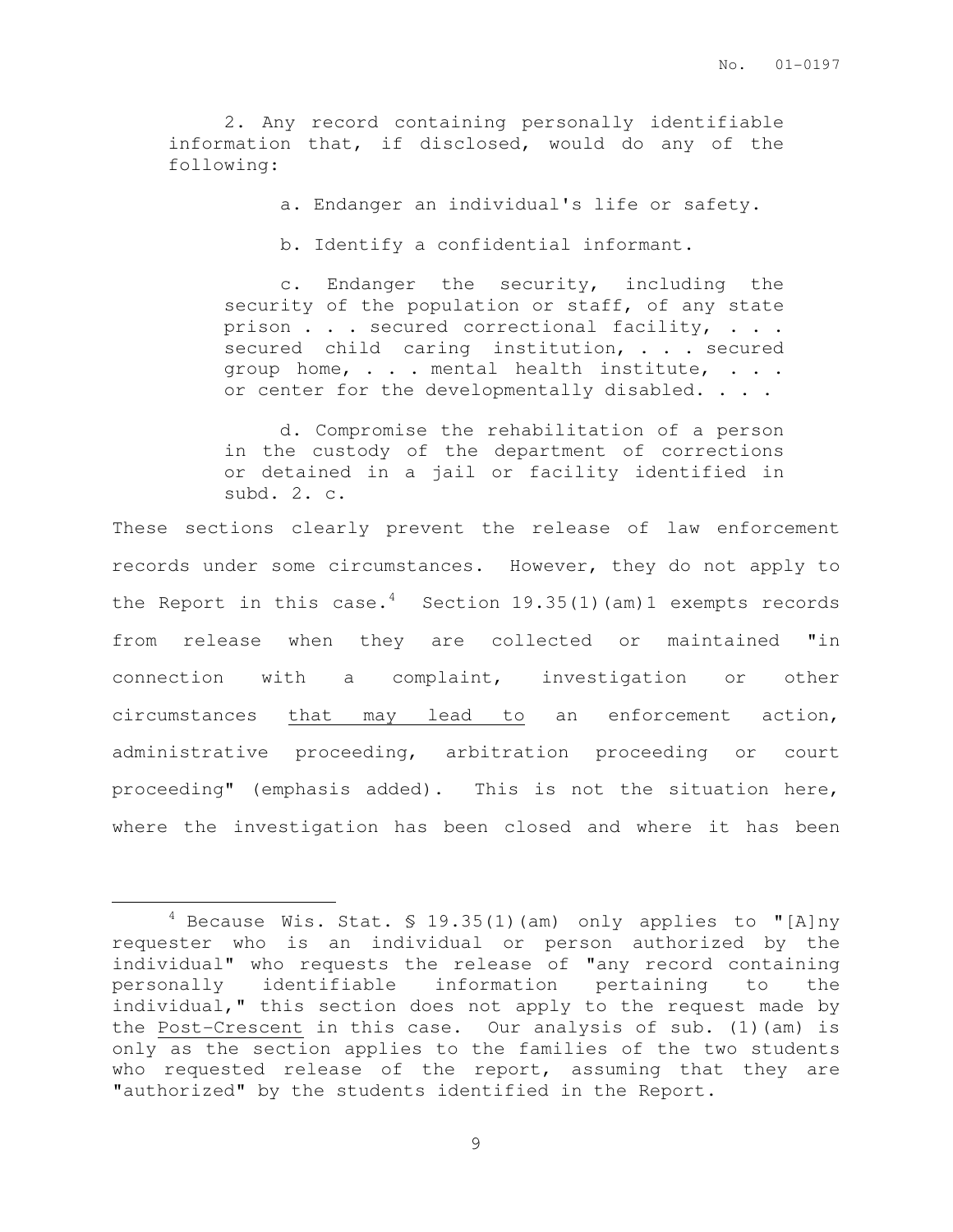> 2. Any record containing personally identifiable information that, if disclosed, would do any of the following:
>
> > a. Endanger an individual's life or safety.
> >
> > b. Identify a confidential informant.
> >
> > c. Endanger the security, including the security of the population or staff, of any state prison . . . secured correctional facility, . . . secured child caring institution, . . . secured group home, . . . mental health institute, . . . or center for the developmentally disabled. . . .
> >
> > d. Compromise the rehabilitation of a person in the custody of the department of corrections or detained in a jail or facility identified in subd. 2. c.

These sections clearly prevent the release of law enforcement records under some circumstances. However, they do not apply to the Report in this case.[4] Section 19.35(1)(am)1 exempts records from release when they are collected or maintained "in connection with a complaint, investigation or other circumstances <u>that may lead to</u> an enforcement action, administrative proceeding, arbitration proceeding or court proceeding" (emphasis added). This is not the situation here, where the investigation has been closed and where it has been

---

[4] Because Wis. Stat. § 19.35(1)(am) only applies to "[A]ny requester who is an individual or person authorized by the individual" who requests the release of "any record containing personally identifiable information pertaining to the individual," this section does not apply to the request made by the Post-Crescent in this case. Our analysis of sub. (1)(am) is only as the section applies to the families of the two students who requested release of the report, assuming that they are "authorized" by the students identified in the Report.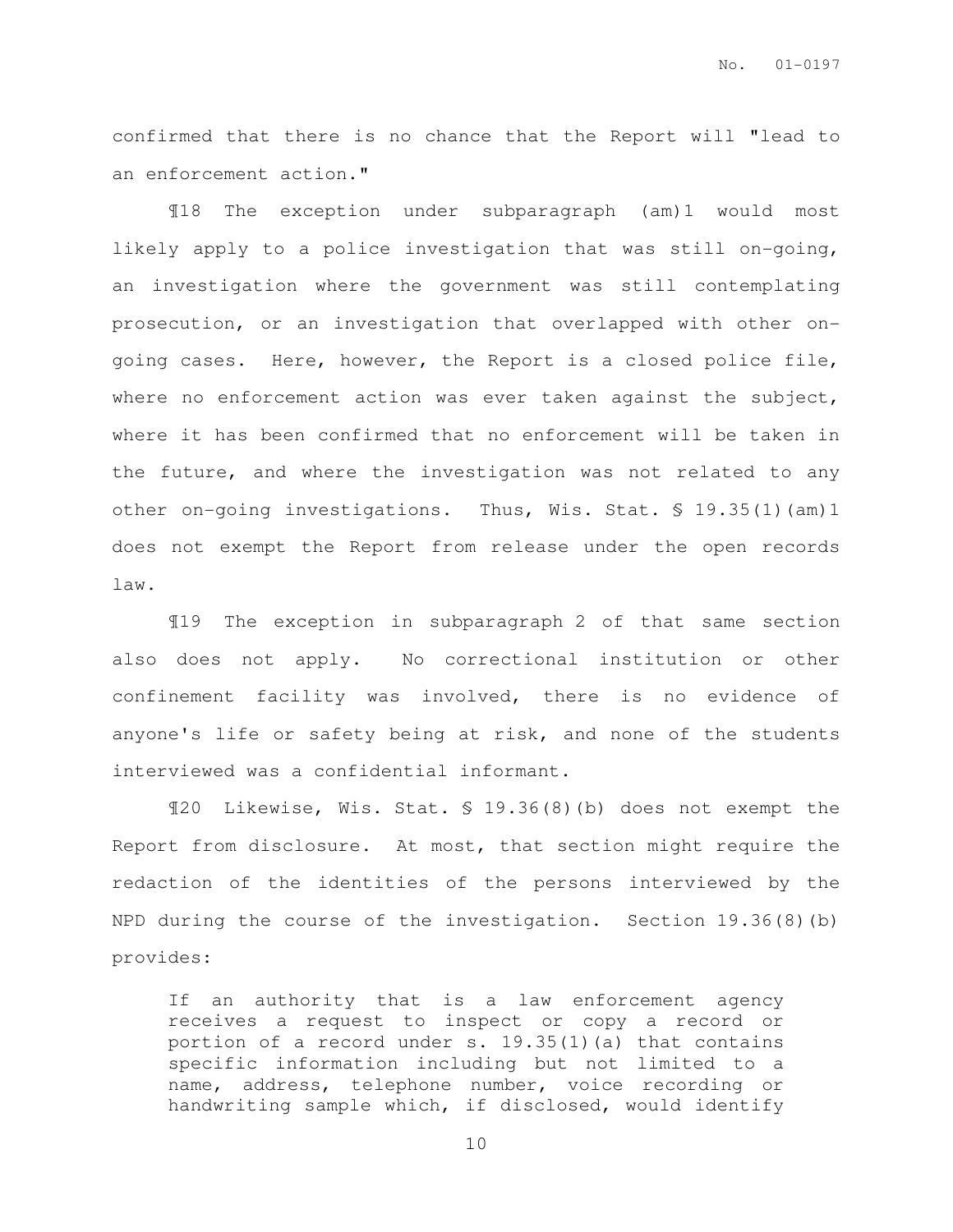confirmed that there is no chance that the Report will "lead to an enforcement action."

¶18 The exception under subparagraph (am)1 would most likely apply to a police investigation that was still on-going, an investigation where the government was still contemplating prosecution, or an investigation that overlapped with other on-going cases. Here, however, the Report is a closed police file, where no enforcement action was ever taken against the subject, where it has been confirmed that no enforcement will be taken in the future, and where the investigation was not related to any other on-going investigations. Thus, Wis. Stat. § 19.35(1)(am)1 does not exempt the Report from release under the open records law.

¶19 The exception in subparagraph 2 of that same section also does not apply. No correctional institution or other confinement facility was involved, there is no evidence of anyone's life or safety being at risk, and none of the students interviewed was a confidential informant.

¶20 Likewise, Wis. Stat. § 19.36(8)(b) does not exempt the Report from disclosure. At most, that section might require the redaction of the identities of the persons interviewed by the NPD during the course of the investigation. Section 19.36(8)(b) provides:

> If an authority that is a law enforcement agency receives a request to inspect or copy a record or portion of a record under s. 19.35(1)(a) that contains specific information including but not limited to a name, address, telephone number, voice recording or handwriting sample which, if disclosed, would identify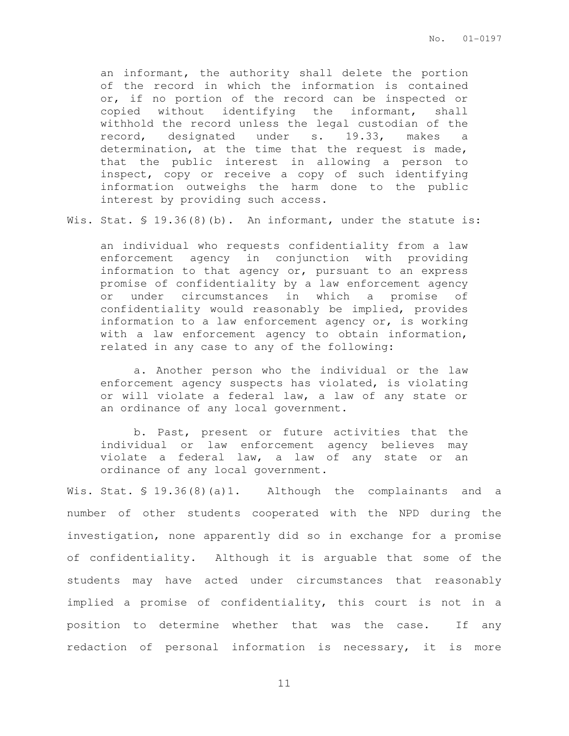> an informant, the authority shall delete the portion of the record in which the information is contained or, if no portion of the record can be inspected or copied without identifying the informant, shall withhold the record unless the legal custodian of the record, designated under s. 19.33, makes a determination, at the time that the request is made, that the public interest in allowing a person to inspect, copy or receive a copy of such identifying information outweighs the harm done to the public interest by providing such access.

Wis. Stat. § 19.36(8)(b). An informant, under the statute is:

> an individual who requests confidentiality from a law enforcement agency in conjunction with providing information to that agency or, pursuant to an express promise of confidentiality by a law enforcement agency or under circumstances in which a promise of confidentiality would reasonably be implied, provides information to a law enforcement agency or, is working with a law enforcement agency to obtain information, related in any case to any of the following:
>
> a. Another person who the individual or the law enforcement agency suspects has violated, is violating or will violate a federal law, a law of any state or an ordinance of any local government.
>
> b. Past, present or future activities that the individual or law enforcement agency believes may violate a federal law, a law of any state or an ordinance of any local government.

Wis. Stat. § 19.36(8)(a)1. Although the complainants and a number of other students cooperated with the NPD during the investigation, none apparently did so in exchange for a promise of confidentiality. Although it is arguable that some of the students may have acted under circumstances that reasonably implied a promise of confidentiality, this court is not in a position to determine whether that was the case. If any redaction of personal information is necessary, it is more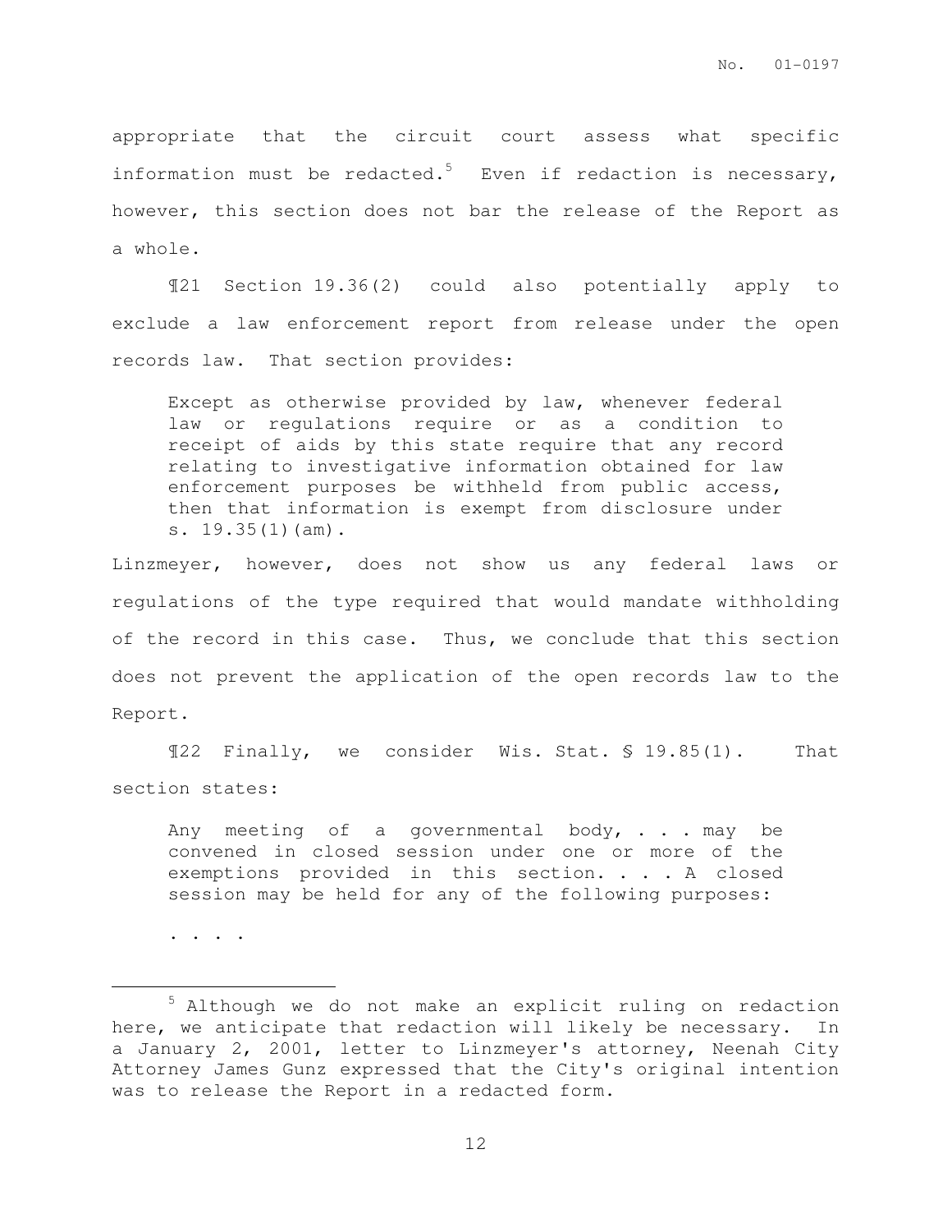appropriate that the circuit court assess what specific information must be redacted.[5] Even if redaction is necessary, however, this section does not bar the release of the Report as a whole.

¶21 Section 19.36(2) could also potentially apply to exclude a law enforcement report from release under the open records law. That section provides:

> Except as otherwise provided by law, whenever federal law or regulations require or as a condition to receipt of aids by this state require that any record relating to investigative information obtained for law enforcement purposes be withheld from public access, then that information is exempt from disclosure under s. 19.35(1)(am).

Linzmeyer, however, does not show us any federal laws or regulations of the type required that would mandate withholding of the record in this case. Thus, we conclude that this section does not prevent the application of the open records law to the Report.

¶22 Finally, we consider Wis. Stat. § 19.85(1). That section states:

> Any meeting of a governmental body, . . . may be convened in closed session under one or more of the exemptions provided in this section. . . . A closed session may be held for any of the following purposes:
>
> . . . .

---

[5] Although we do not make an explicit ruling on redaction here, we anticipate that redaction will likely be necessary. In a January 2, 2001, letter to Linzmeyer's attorney, Neenah City Attorney James Gunz expressed that the City's original intention was to release the Report in a redacted form.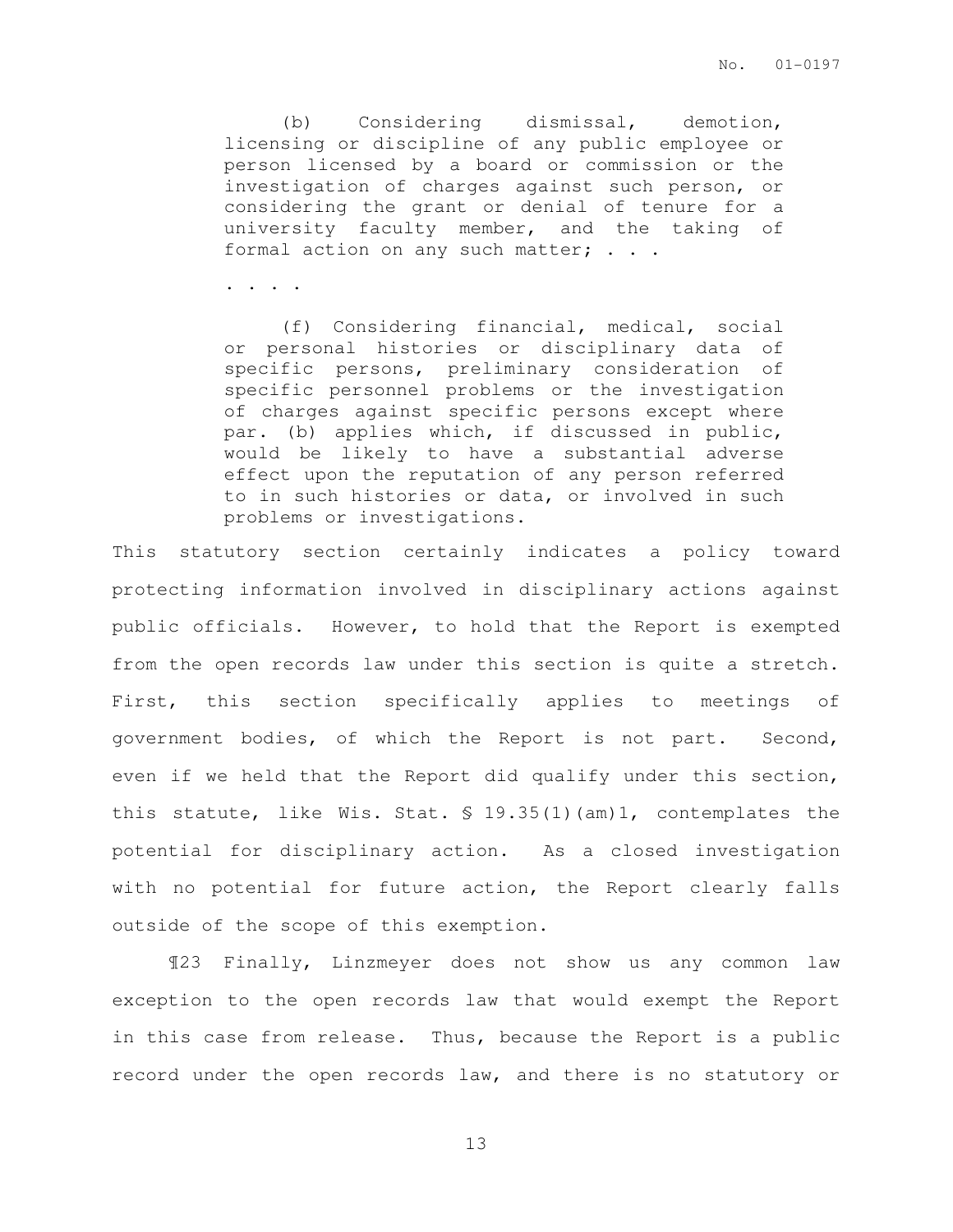> (b) Considering dismissal, demotion, licensing or discipline of any public employee or person licensed by a board or commission or the investigation of charges against such person, or considering the grant or denial of tenure for a university faculty member, and the taking of formal action on any such matter; . . .
>
> . . . .
>
> (f) Considering financial, medical, social or personal histories or disciplinary data of specific persons, preliminary consideration of specific personnel problems or the investigation of charges against specific persons except where par. (b) applies which, if discussed in public, would be likely to have a substantial adverse effect upon the reputation of any person referred to in such histories or data, or involved in such problems or investigations.

This statutory section certainly indicates a policy toward protecting information involved in disciplinary actions against public officials. However, to hold that the Report is exempted from the open records law under this section is quite a stretch. First, this section specifically applies to meetings of government bodies, of which the Report is not part. Second, even if we held that the Report did qualify under this section, this statute, like Wis. Stat. § 19.35(1)(am)1, contemplates the potential for disciplinary action. As a closed investigation with no potential for future action, the Report clearly falls outside of the scope of this exemption.

¶23 Finally, Linzmeyer does not show us any common law exception to the open records law that would exempt the Report in this case from release. Thus, because the Report is a public record under the open records law, and there is no statutory or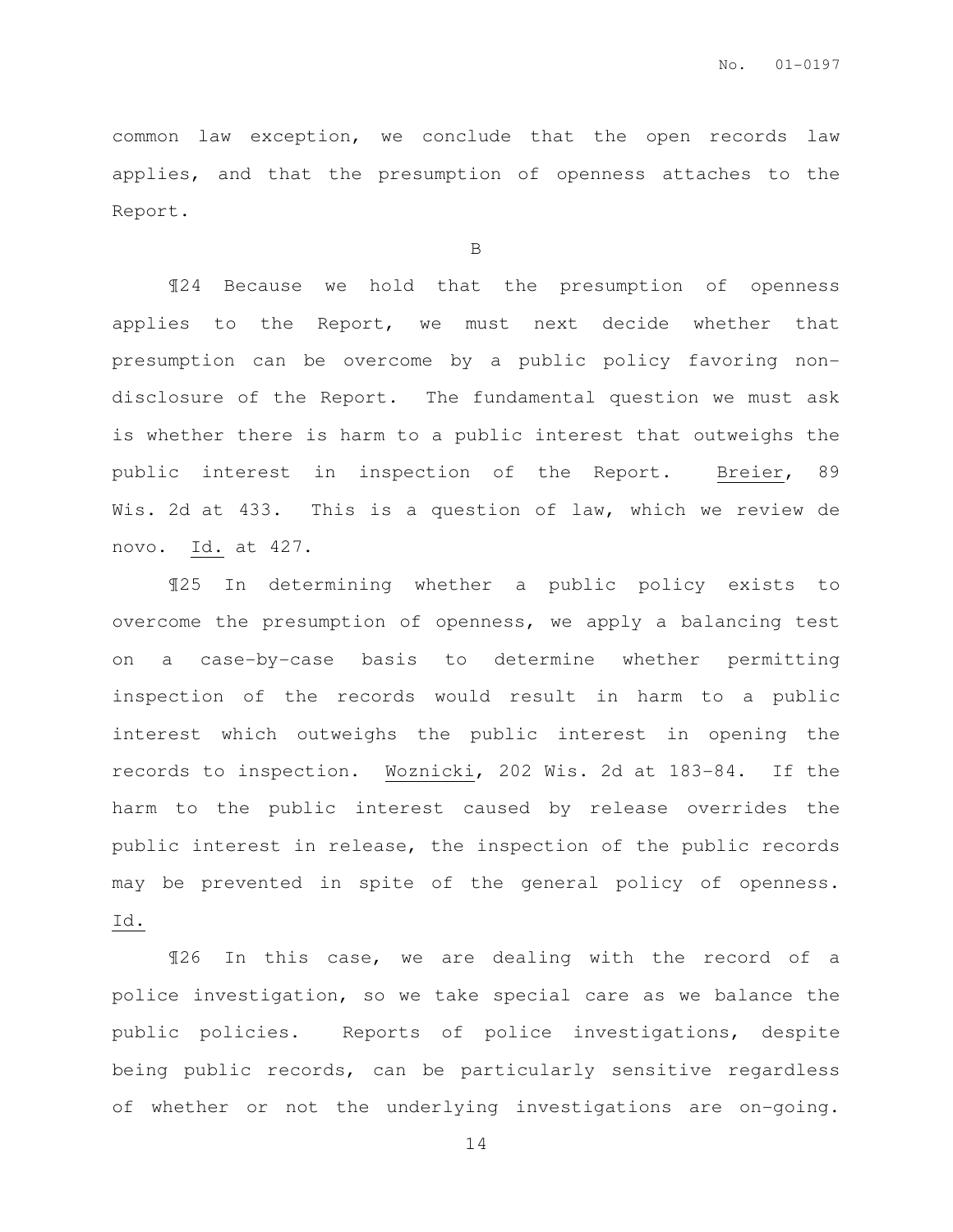common law exception, we conclude that the open records law applies, and that the presumption of openness attaches to the Report.

B

¶24 Because we hold that the presumption of openness applies to the Report, we must next decide whether that presumption can be overcome by a public policy favoring non-disclosure of the Report. The fundamental question we must ask is whether there is harm to a public interest that outweighs the public interest in inspection of the Report. Breier, 89 Wis. 2d at 433. This is a question of law, which we review de novo. Id. at 427.

¶25 In determining whether a public policy exists to overcome the presumption of openness, we apply a balancing test on a case-by-case basis to determine whether permitting inspection of the records would result in harm to a public interest which outweighs the public interest in opening the records to inspection. Woznicki, 202 Wis. 2d at 183-84. If the harm to the public interest caused by release overrides the public interest in release, the inspection of the public records may be prevented in spite of the general policy of openness. Id.

¶26 In this case, we are dealing with the record of a police investigation, so we take special care as we balance the public policies. Reports of police investigations, despite being public records, can be particularly sensitive regardless of whether or not the underlying investigations are on-going.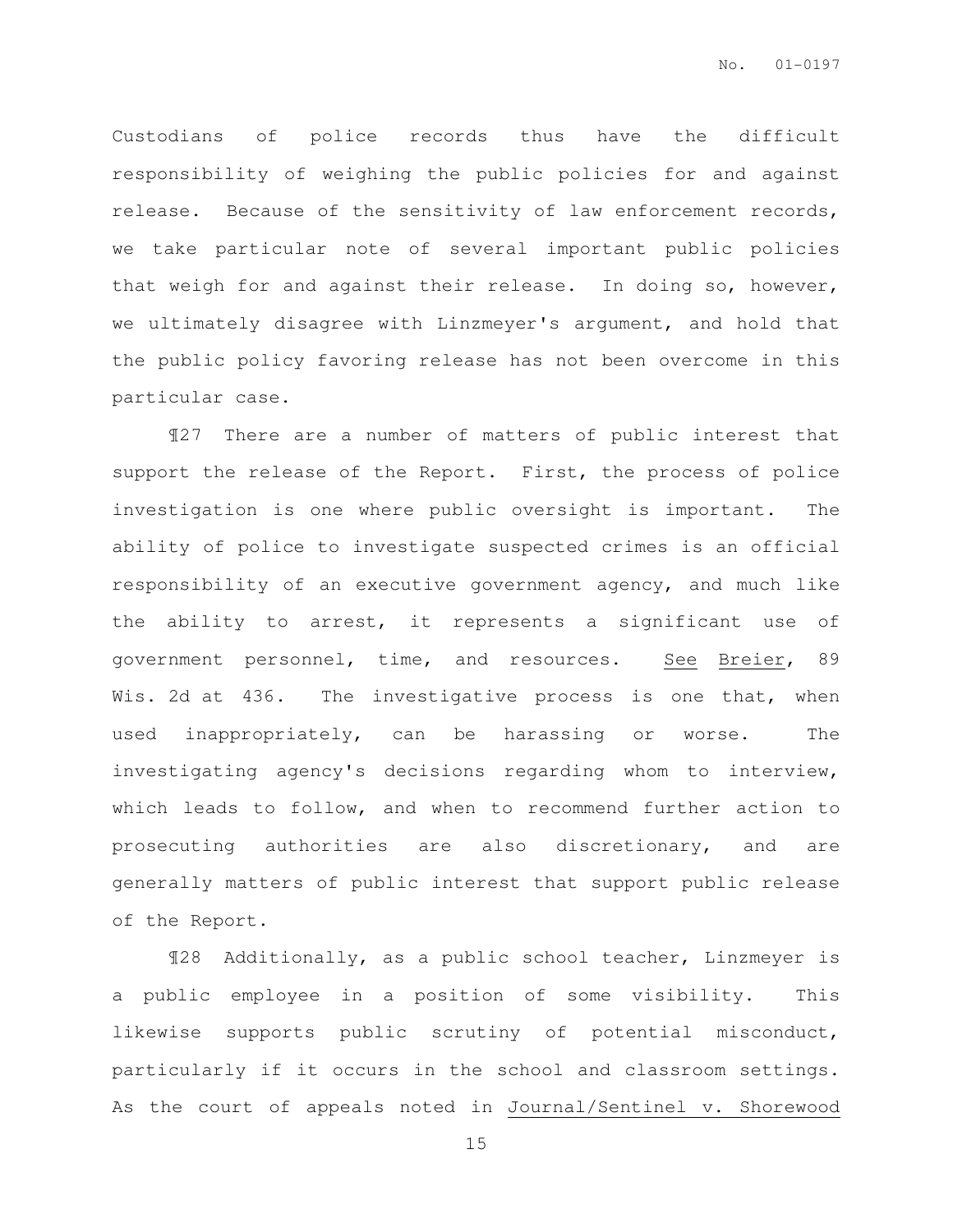Custodians of police records thus have the difficult responsibility of weighing the public policies for and against release. Because of the sensitivity of law enforcement records, we take particular note of several important public policies that weigh for and against their release. In doing so, however, we ultimately disagree with Linzmeyer's argument, and hold that the public policy favoring release has not been overcome in this particular case.

¶27 There are a number of matters of public interest that support the release of the Report. First, the process of police investigation is one where public oversight is important. The ability of police to investigate suspected crimes is an official responsibility of an executive government agency, and much like the ability to arrest, it represents a significant use of government personnel, time, and resources. See Breier, 89 Wis. 2d at 436. The investigative process is one that, when used inappropriately, can be harassing or worse. The investigating agency's decisions regarding whom to interview, which leads to follow, and when to recommend further action to prosecuting authorities are also discretionary, and are generally matters of public interest that support public release of the Report.

¶28 Additionally, as a public school teacher, Linzmeyer is a public employee in a position of some visibility. This likewise supports public scrutiny of potential misconduct, particularly if it occurs in the school and classroom settings. As the court of appeals noted in Journal/Sentinel v. Shorewood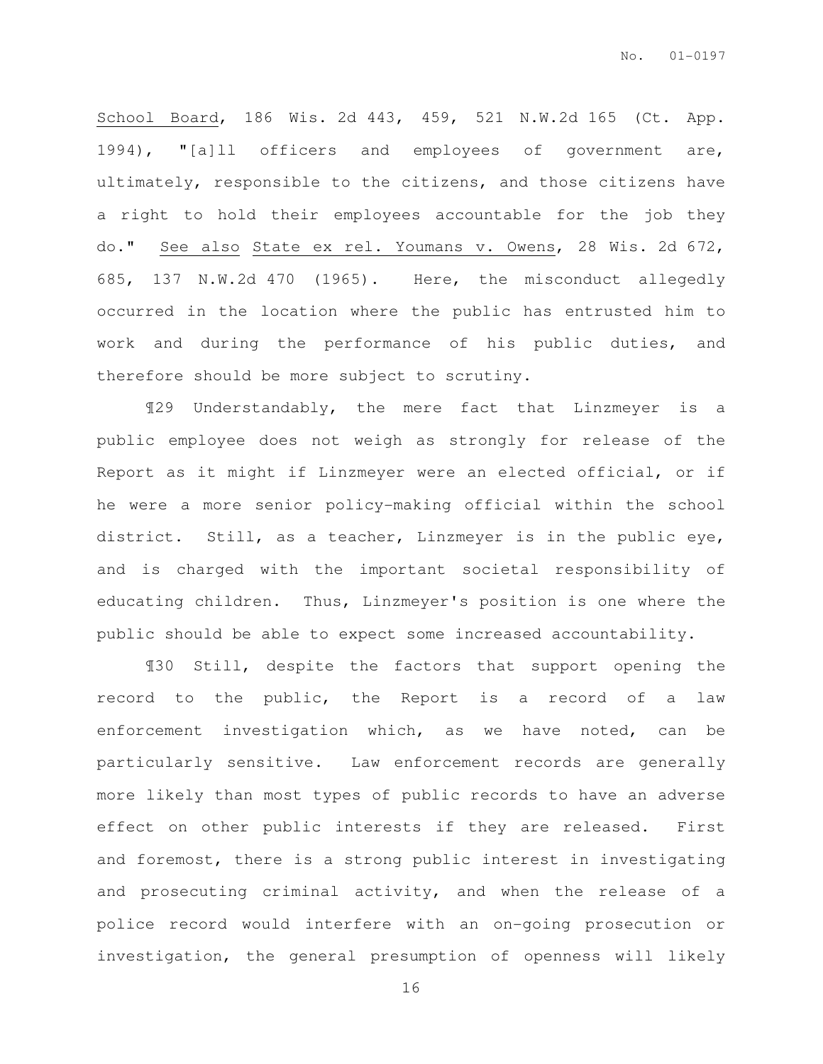School Board, 186 Wis. 2d 443, 459, 521 N.W.2d 165 (Ct. App. 1994), "[a]ll officers and employees of government are, ultimately, responsible to the citizens, and those citizens have a right to hold their employees accountable for the job they do." See also State ex rel. Youmans v. Owens, 28 Wis. 2d 672, 685, 137 N.W.2d 470 (1965). Here, the misconduct allegedly occurred in the location where the public has entrusted him to work and during the performance of his public duties, and therefore should be more subject to scrutiny.

¶29 Understandably, the mere fact that Linzmeyer is a public employee does not weigh as strongly for release of the Report as it might if Linzmeyer were an elected official, or if he were a more senior policy-making official within the school district. Still, as a teacher, Linzmeyer is in the public eye, and is charged with the important societal responsibility of educating children. Thus, Linzmeyer's position is one where the public should be able to expect some increased accountability.

¶30 Still, despite the factors that support opening the record to the public, the Report is a record of a law enforcement investigation which, as we have noted, can be particularly sensitive. Law enforcement records are generally more likely than most types of public records to have an adverse effect on other public interests if they are released. First and foremost, there is a strong public interest in investigating and prosecuting criminal activity, and when the release of a police record would interfere with an on-going prosecution or investigation, the general presumption of openness will likely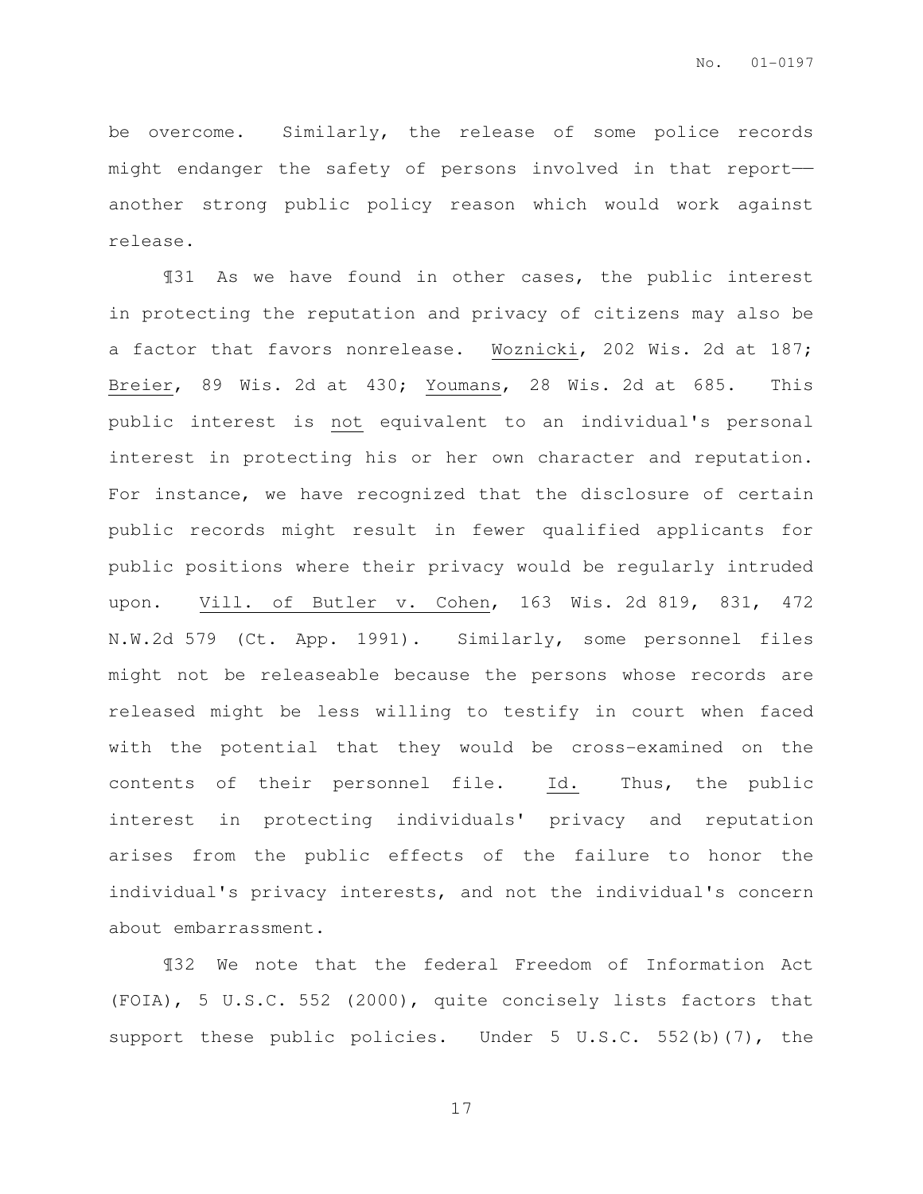be overcome. Similarly, the release of some police records might endanger the safety of persons involved in that report—another strong public policy reason which would work against release.

¶31 As we have found in other cases, the public interest in protecting the reputation and privacy of citizens may also be a factor that favors nonrelease. Woznicki, 202 Wis. 2d at 187; Breier, 89 Wis. 2d at 430; Youmans, 28 Wis. 2d at 685. This public interest is not equivalent to an individual's personal interest in protecting his or her own character and reputation. For instance, we have recognized that the disclosure of certain public records might result in fewer qualified applicants for public positions where their privacy would be regularly intruded upon. Vill. of Butler v. Cohen, 163 Wis. 2d 819, 831, 472 N.W.2d 579 (Ct. App. 1991). Similarly, some personnel files might not be releaseable because the persons whose records are released might be less willing to testify in court when faced with the potential that they would be cross-examined on the contents of their personnel file. Id. Thus, the public interest in protecting individuals' privacy and reputation arises from the public effects of the failure to honor the individual's privacy interests, and not the individual's concern about embarrassment.

¶32 We note that the federal Freedom of Information Act (FOIA), 5 U.S.C. 552 (2000), quite concisely lists factors that support these public policies. Under 5 U.S.C. 552(b)(7), the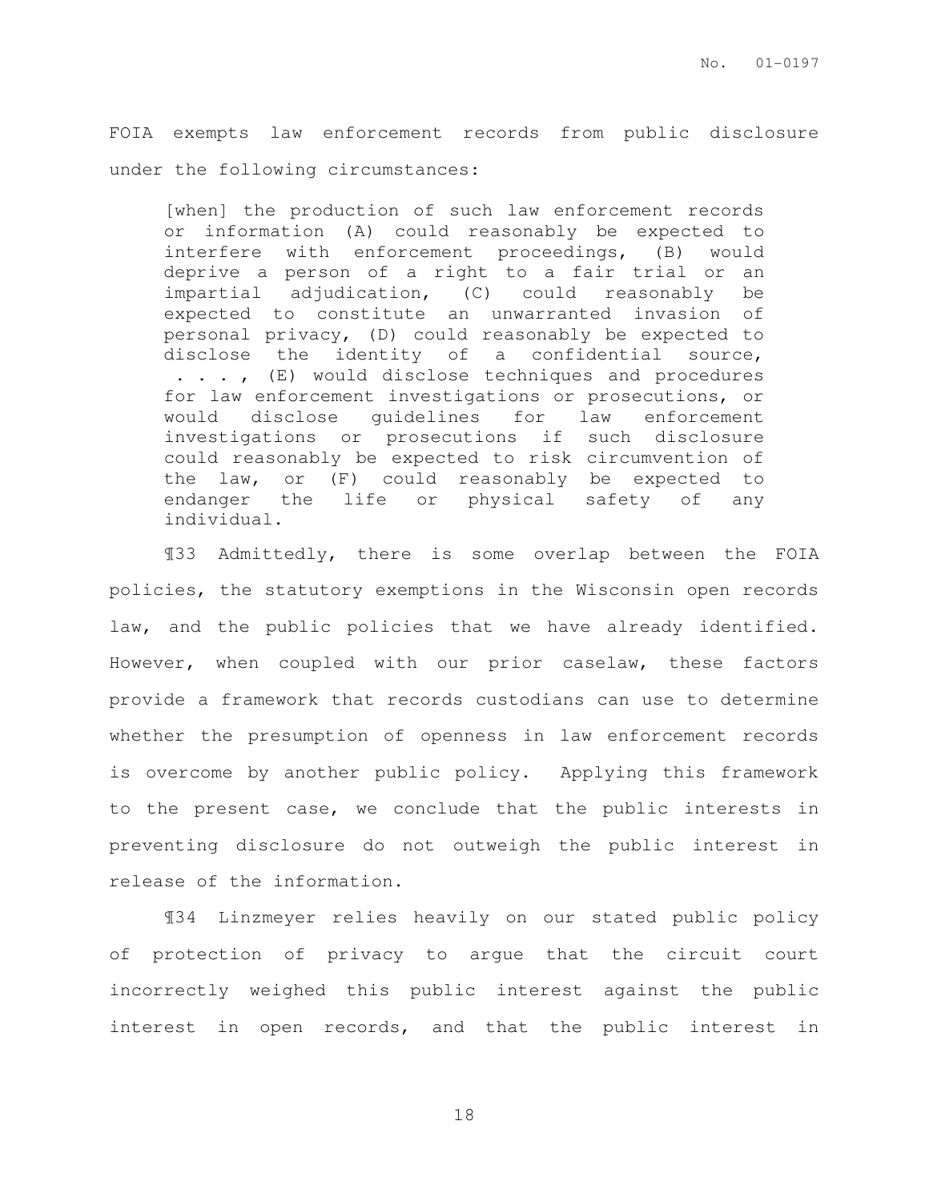FOIA exempts law enforcement records from public disclosure under the following circumstances:

> [when] the production of such law enforcement records or information (A) could reasonably be expected to interfere with enforcement proceedings, (B) would deprive a person of a right to a fair trial or an impartial adjudication, (C) could reasonably be expected to constitute an unwarranted invasion of personal privacy, (D) could reasonably be expected to disclose the identity of a confidential source, . . . , (E) would disclose techniques and procedures for law enforcement investigations or prosecutions, or would disclose guidelines for law enforcement investigations or prosecutions if such disclosure could reasonably be expected to risk circumvention of the law, or (F) could reasonably be expected to endanger the life or physical safety of any individual.

¶33 Admittedly, there is some overlap between the FOIA policies, the statutory exemptions in the Wisconsin open records law, and the public policies that we have already identified. However, when coupled with our prior caselaw, these factors provide a framework that records custodians can use to determine whether the presumption of openness in law enforcement records is overcome by another public policy. Applying this framework to the present case, we conclude that the public interests in preventing disclosure do not outweigh the public interest in release of the information.

¶34 Linzmeyer relies heavily on our stated public policy of protection of privacy to argue that the circuit court incorrectly weighed this public interest against the public interest in open records, and that the public interest in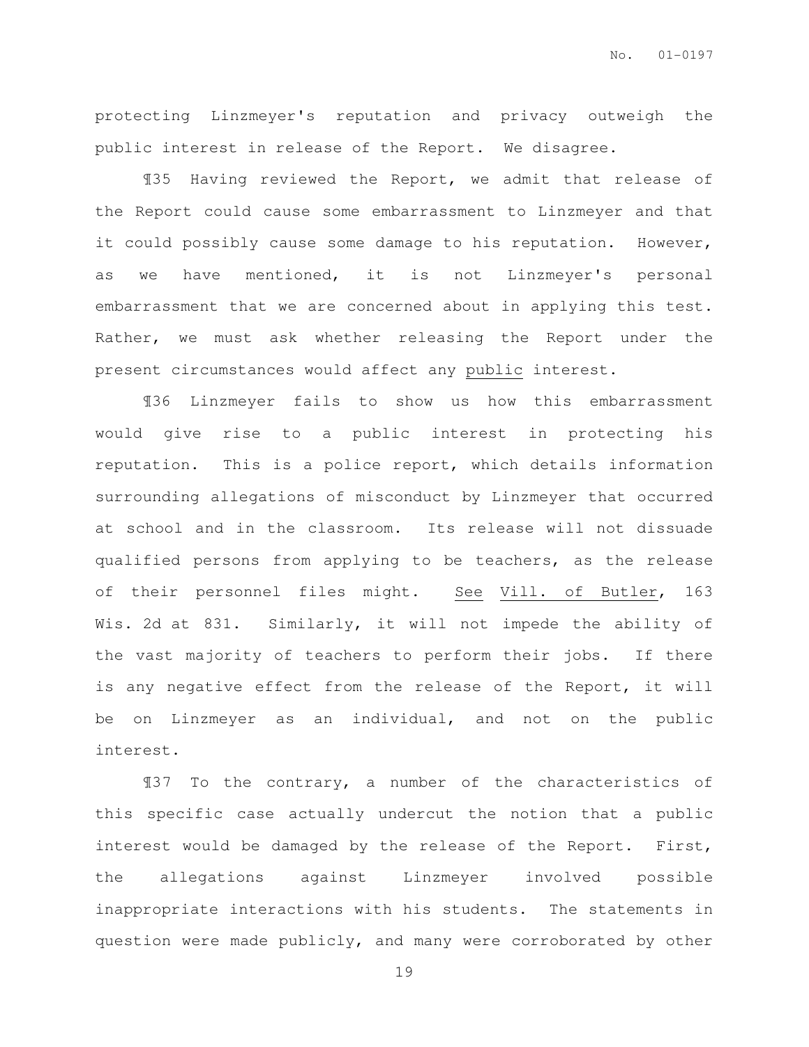protecting Linzmeyer's reputation and privacy outweigh the public interest in release of the Report. We disagree.

¶35 Having reviewed the Report, we admit that release of the Report could cause some embarrassment to Linzmeyer and that it could possibly cause some damage to his reputation. However, as we have mentioned, it is not Linzmeyer's personal embarrassment that we are concerned about in applying this test. Rather, we must ask whether releasing the Report under the present circumstances would affect any <u>public</u> interest.

¶36 Linzmeyer fails to show us how this embarrassment would give rise to a public interest in protecting his reputation. This is a police report, which details information surrounding allegations of misconduct by Linzmeyer that occurred at school and in the classroom. Its release will not dissuade qualified persons from applying to be teachers, as the release of their personnel files might. <u>See</u> <u>Vill. of Butler</u>, 163 Wis. 2d at 831. Similarly, it will not impede the ability of the vast majority of teachers to perform their jobs. If there is any negative effect from the release of the Report, it will be on Linzmeyer as an individual, and not on the public interest.

¶37 To the contrary, a number of the characteristics of this specific case actually undercut the notion that a public interest would be damaged by the release of the Report. First, the allegations against Linzmeyer involved possible inappropriate interactions with his students. The statements in question were made publicly, and many were corroborated by other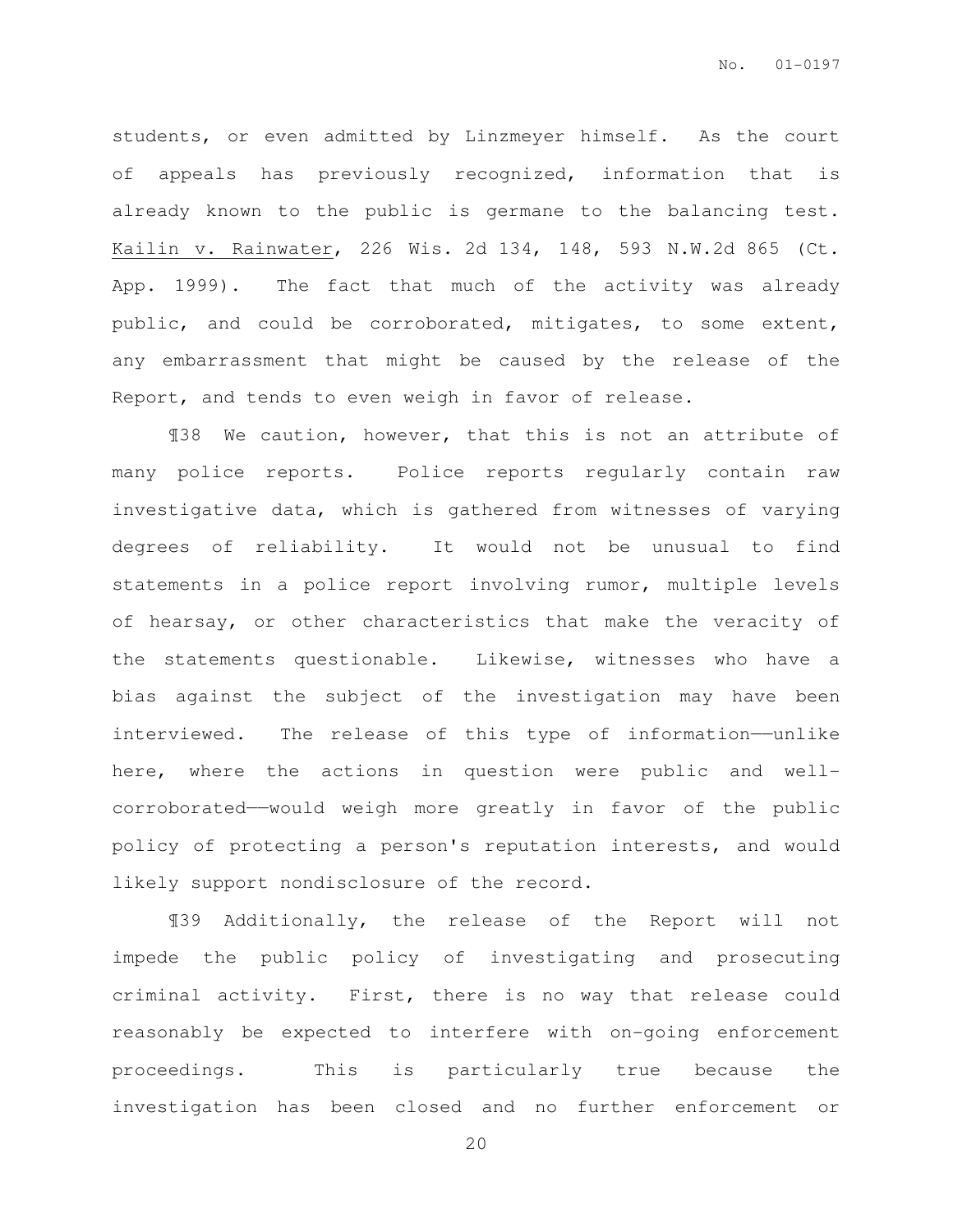students, or even admitted by Linzmeyer himself. As the court of appeals has previously recognized, information that is already known to the public is germane to the balancing test. Kailin v. Rainwater, 226 Wis. 2d 134, 148, 593 N.W.2d 865 (Ct. App. 1999). The fact that much of the activity was already public, and could be corroborated, mitigates, to some extent, any embarrassment that might be caused by the release of the Report, and tends to even weigh in favor of release.

¶38 We caution, however, that this is not an attribute of many police reports. Police reports regularly contain raw investigative data, which is gathered from witnesses of varying degrees of reliability. It would not be unusual to find statements in a police report involving rumor, multiple levels of hearsay, or other characteristics that make the veracity of the statements questionable. Likewise, witnesses who have a bias against the subject of the investigation may have been interviewed. The release of this type of information——unlike here, where the actions in question were public and well-corroborated——would weigh more greatly in favor of the public policy of protecting a person's reputation interests, and would likely support nondisclosure of the record.

¶39 Additionally, the release of the Report will not impede the public policy of investigating and prosecuting criminal activity. First, there is no way that release could reasonably be expected to interfere with on-going enforcement proceedings. This is particularly true because the investigation has been closed and no further enforcement or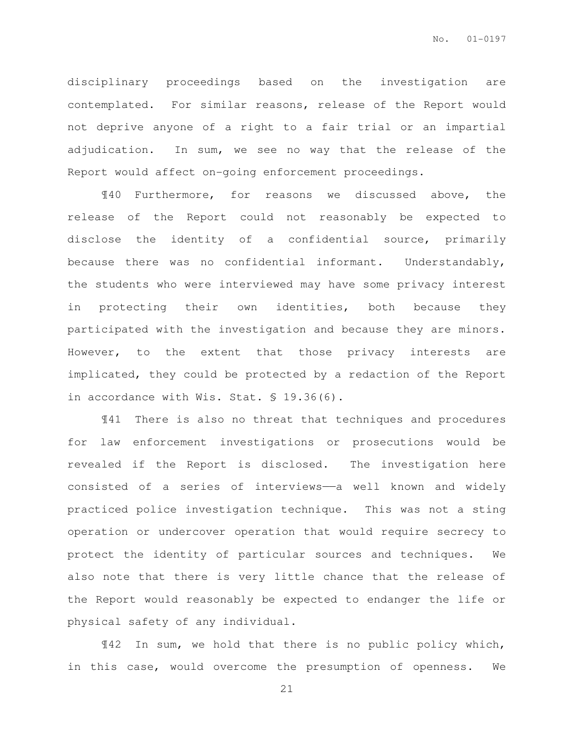disciplinary proceedings based on the investigation are contemplated. For similar reasons, release of the Report would not deprive anyone of a right to a fair trial or an impartial adjudication. In sum, we see no way that the release of the Report would affect on-going enforcement proceedings.

¶40 Furthermore, for reasons we discussed above, the release of the Report could not reasonably be expected to disclose the identity of a confidential source, primarily because there was no confidential informant. Understandably, the students who were interviewed may have some privacy interest in protecting their own identities, both because they participated with the investigation and because they are minors. However, to the extent that those privacy interests are implicated, they could be protected by a redaction of the Report in accordance with Wis. Stat. § 19.36(6).

¶41 There is also no threat that techniques and procedures for law enforcement investigations or prosecutions would be revealed if the Report is disclosed. The investigation here consisted of a series of interviews——a well known and widely practiced police investigation technique. This was not a sting operation or undercover operation that would require secrecy to protect the identity of particular sources and techniques. We also note that there is very little chance that the release of the Report would reasonably be expected to endanger the life or physical safety of any individual.

¶42 In sum, we hold that there is no public policy which, in this case, would overcome the presumption of openness. We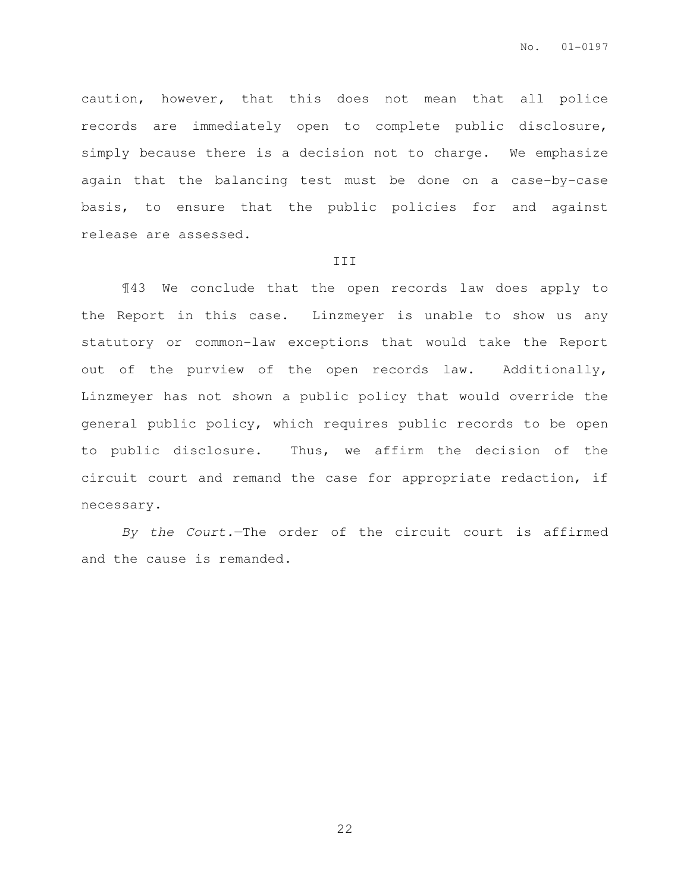caution, however, that this does not mean that all police records are immediately open to complete public disclosure, simply because there is a decision not to charge. We emphasize again that the balancing test must be done on a case-by-case basis, to ensure that the public policies for and against release are assessed.

## III

¶43 We conclude that the open records law does apply to the Report in this case. Linzmeyer is unable to show us any statutory or common-law exceptions that would take the Report out of the purview of the open records law. Additionally, Linzmeyer has not shown a public policy that would override the general public policy, which requires public records to be open to public disclosure. Thus, we affirm the decision of the circuit court and remand the case for appropriate redaction, if necessary.

*By the Court.*—The order of the circuit court is affirmed and the cause is remanded.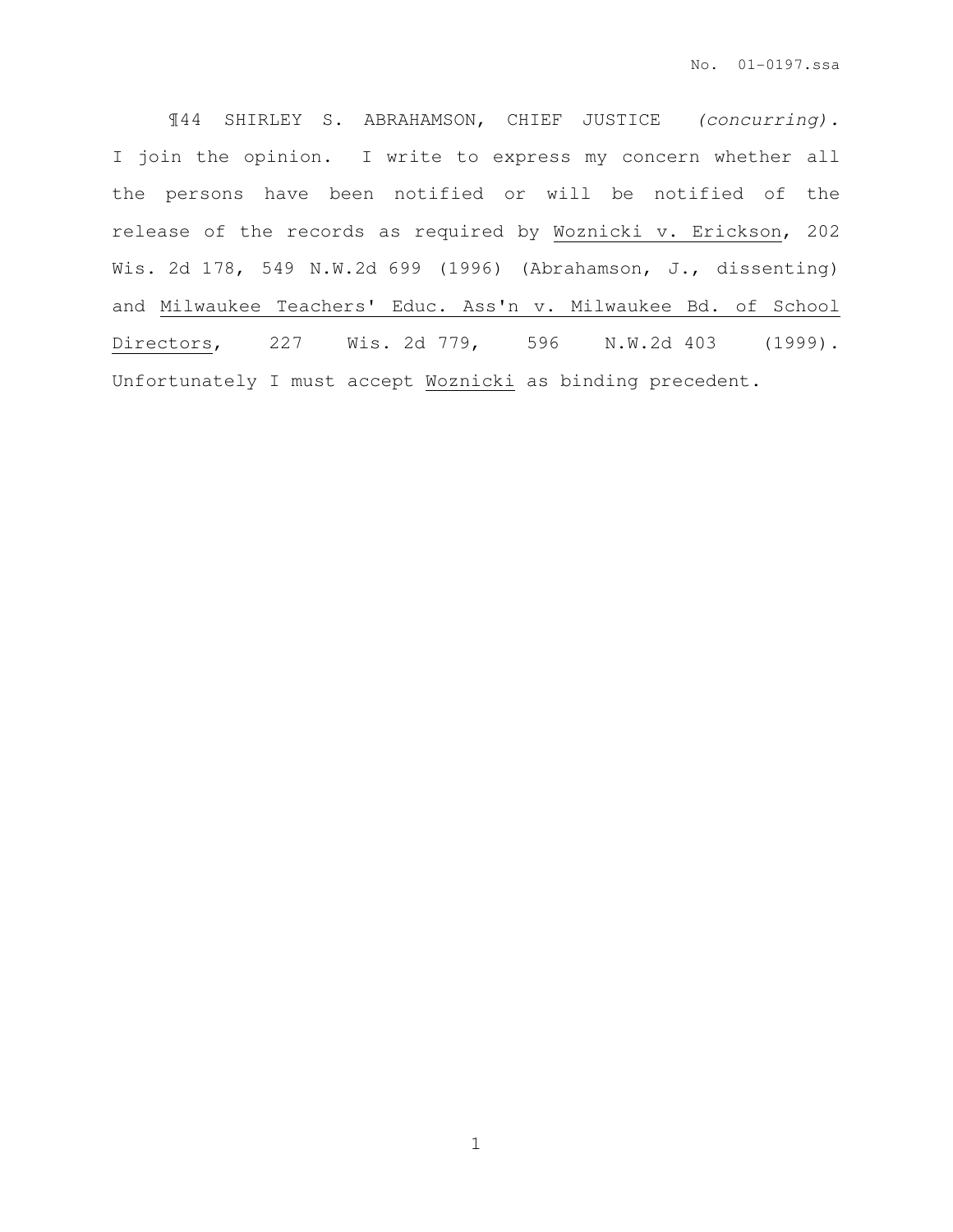¶44 SHIRLEY S. ABRAHAMSON, CHIEF JUSTICE *(concurring).* I join the opinion. I write to express my concern whether all the persons have been notified or will be notified of the release of the records as required by Woznicki v. Erickson, 202 Wis. 2d 178, 549 N.W.2d 699 (1996) (Abrahamson, J., dissenting) and Milwaukee Teachers' Educ. Ass'n v. Milwaukee Bd. of School Directors, 227 Wis. 2d 779, 596 N.W.2d 403 (1999). Unfortunately I must accept Woznicki as binding precedent.